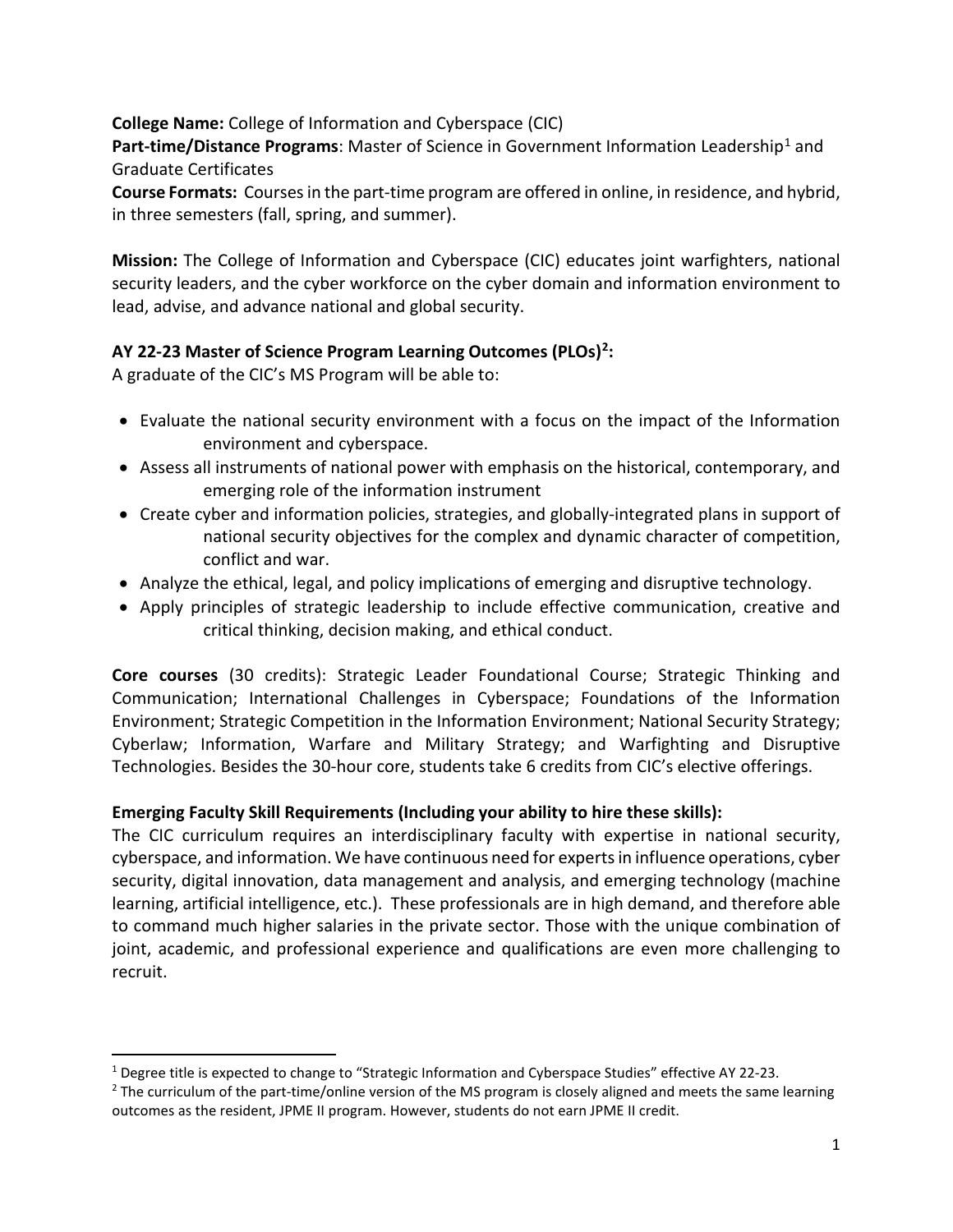**College Name:** College of Information and Cyberspace (CIC)

**Part-time/Distance Programs**: Master of Science in Government Information Leadership[1] and Graduate Certificates

**Course Formats:** Courses in the part-time program are offered in online, in residence, and hybrid, in three semesters (fall, spring, and summer).

**Mission:** The College of Information and Cyberspace (CIC) educates joint warfighters, national security leaders, and the cyber workforce on the cyber domain and information environment to lead, advise, and advance national and global security.

**AY 22-23 Master of Science Program Learning Outcomes (PLOs)[2]:**

A graduate of the CIC's MS Program will be able to:

- Evaluate the national security environment with a focus on the impact of the Information environment and cyberspace.
- Assess all instruments of national power with emphasis on the historical, contemporary, and emerging role of the information instrument
- Create cyber and information policies, strategies, and globally-integrated plans in support of national security objectives for the complex and dynamic character of competition, conflict and war.
- Analyze the ethical, legal, and policy implications of emerging and disruptive technology.
- Apply principles of strategic leadership to include effective communication, creative and critical thinking, decision making, and ethical conduct.

**Core courses** (30 credits): Strategic Leader Foundational Course; Strategic Thinking and Communication; International Challenges in Cyberspace; Foundations of the Information Environment; Strategic Competition in the Information Environment; National Security Strategy; Cyberlaw; Information, Warfare and Military Strategy; and Warfighting and Disruptive Technologies. Besides the 30-hour core, students take 6 credits from CIC's elective offerings.

**Emerging Faculty Skill Requirements (Including your ability to hire these skills):**

The CIC curriculum requires an interdisciplinary faculty with expertise in national security, cyberspace, and information. We have continuous need for experts in influence operations, cyber security, digital innovation, data management and analysis, and emerging technology (machine learning, artificial intelligence, etc.). These professionals are in high demand, and therefore able to command much higher salaries in the private sector. Those with the unique combination of joint, academic, and professional experience and qualifications are even more challenging to recruit.

---

[1] Degree title is expected to change to "Strategic Information and Cyberspace Studies" effective AY 22-23.

[2] The curriculum of the part-time/online version of the MS program is closely aligned and meets the same learning outcomes as the resident, JPME II program. However, students do not earn JPME II credit.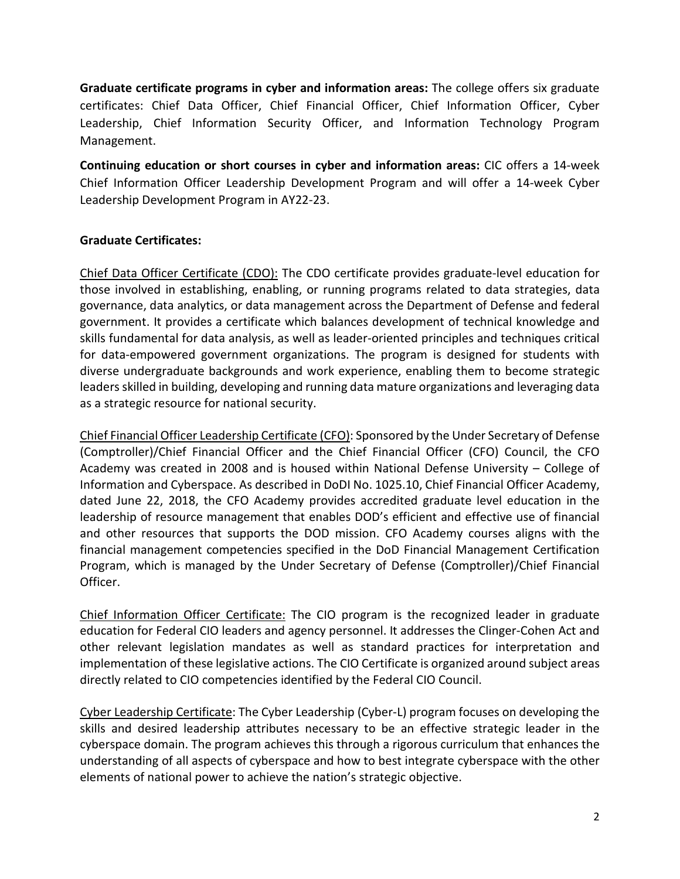**Graduate certificate programs in cyber and information areas:** The college offers six graduate certificates: Chief Data Officer, Chief Financial Officer, Chief Information Officer, Cyber Leadership, Chief Information Security Officer, and Information Technology Program Management.

**Continuing education or short courses in cyber and information areas:** CIC offers a 14-week Chief Information Officer Leadership Development Program and will offer a 14-week Cyber Leadership Development Program in AY22-23.

**Graduate Certificates:**

Chief Data Officer Certificate (CDO): The CDO certificate provides graduate-level education for those involved in establishing, enabling, or running programs related to data strategies, data governance, data analytics, or data management across the Department of Defense and federal government. It provides a certificate which balances development of technical knowledge and skills fundamental for data analysis, as well as leader-oriented principles and techniques critical for data-empowered government organizations. The program is designed for students with diverse undergraduate backgrounds and work experience, enabling them to become strategic leaders skilled in building, developing and running data mature organizations and leveraging data as a strategic resource for national security.

Chief Financial Officer Leadership Certificate (CFO): Sponsored by the Under Secretary of Defense (Comptroller)/Chief Financial Officer and the Chief Financial Officer (CFO) Council, the CFO Academy was created in 2008 and is housed within National Defense University – College of Information and Cyberspace. As described in DoDI No. 1025.10, Chief Financial Officer Academy, dated June 22, 2018, the CFO Academy provides accredited graduate level education in the leadership of resource management that enables DOD's efficient and effective use of financial and other resources that supports the DOD mission. CFO Academy courses aligns with the financial management competencies specified in the DoD Financial Management Certification Program, which is managed by the Under Secretary of Defense (Comptroller)/Chief Financial Officer.

Chief Information Officer Certificate: The CIO program is the recognized leader in graduate education for Federal CIO leaders and agency personnel. It addresses the Clinger-Cohen Act and other relevant legislation mandates as well as standard practices for interpretation and implementation of these legislative actions. The CIO Certificate is organized around subject areas directly related to CIO competencies identified by the Federal CIO Council.

Cyber Leadership Certificate: The Cyber Leadership (Cyber-L) program focuses on developing the skills and desired leadership attributes necessary to be an effective strategic leader in the cyberspace domain. The program achieves this through a rigorous curriculum that enhances the understanding of all aspects of cyberspace and how to best integrate cyberspace with the other elements of national power to achieve the nation's strategic objective.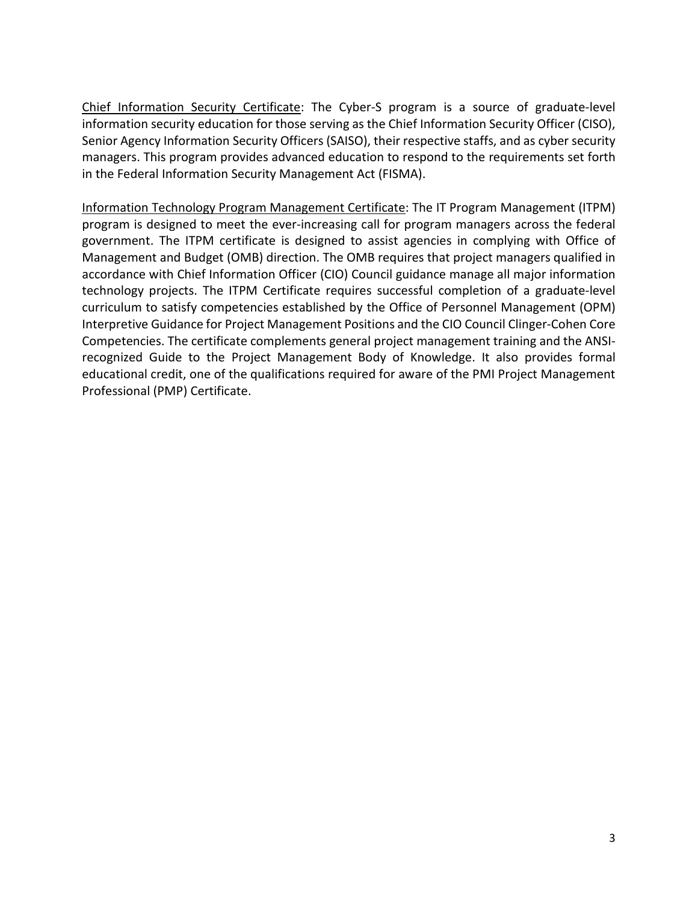<u>Chief Information Security Certificate</u>: The Cyber-S program is a source of graduate-level information security education for those serving as the Chief Information Security Officer (CISO), Senior Agency Information Security Officers (SAISO), their respective staffs, and as cyber security managers. This program provides advanced education to respond to the requirements set forth in the Federal Information Security Management Act (FISMA).

<u>Information Technology Program Management Certificate</u>: The IT Program Management (ITPM) program is designed to meet the ever-increasing call for program managers across the federal government. The ITPM certificate is designed to assist agencies in complying with Office of Management and Budget (OMB) direction. The OMB requires that project managers qualified in accordance with Chief Information Officer (CIO) Council guidance manage all major information technology projects. The ITPM Certificate requires successful completion of a graduate-level curriculum to satisfy competencies established by the Office of Personnel Management (OPM) Interpretive Guidance for Project Management Positions and the CIO Council Clinger-Cohen Core Competencies. The certificate complements general project management training and the ANSI-recognized Guide to the Project Management Body of Knowledge. It also provides formal educational credit, one of the qualifications required for aware of the PMI Project Management Professional (PMP) Certificate.